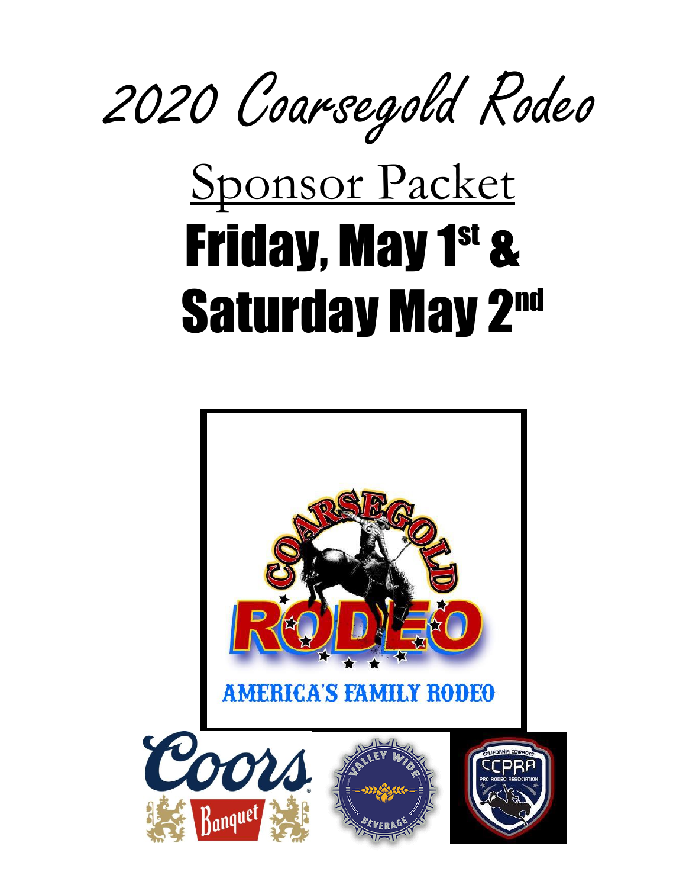# 2020 Coarsegold Rodeo

## Sponsor Packet

# Friday, May 1st & Saturday May 2nd

COARSEGOLD RODEO

AMERICA'S FAMILY RODEO

Coors Banquet

Valley Wide Beverage

California Cowboys CCPRA Pro Rodeo Association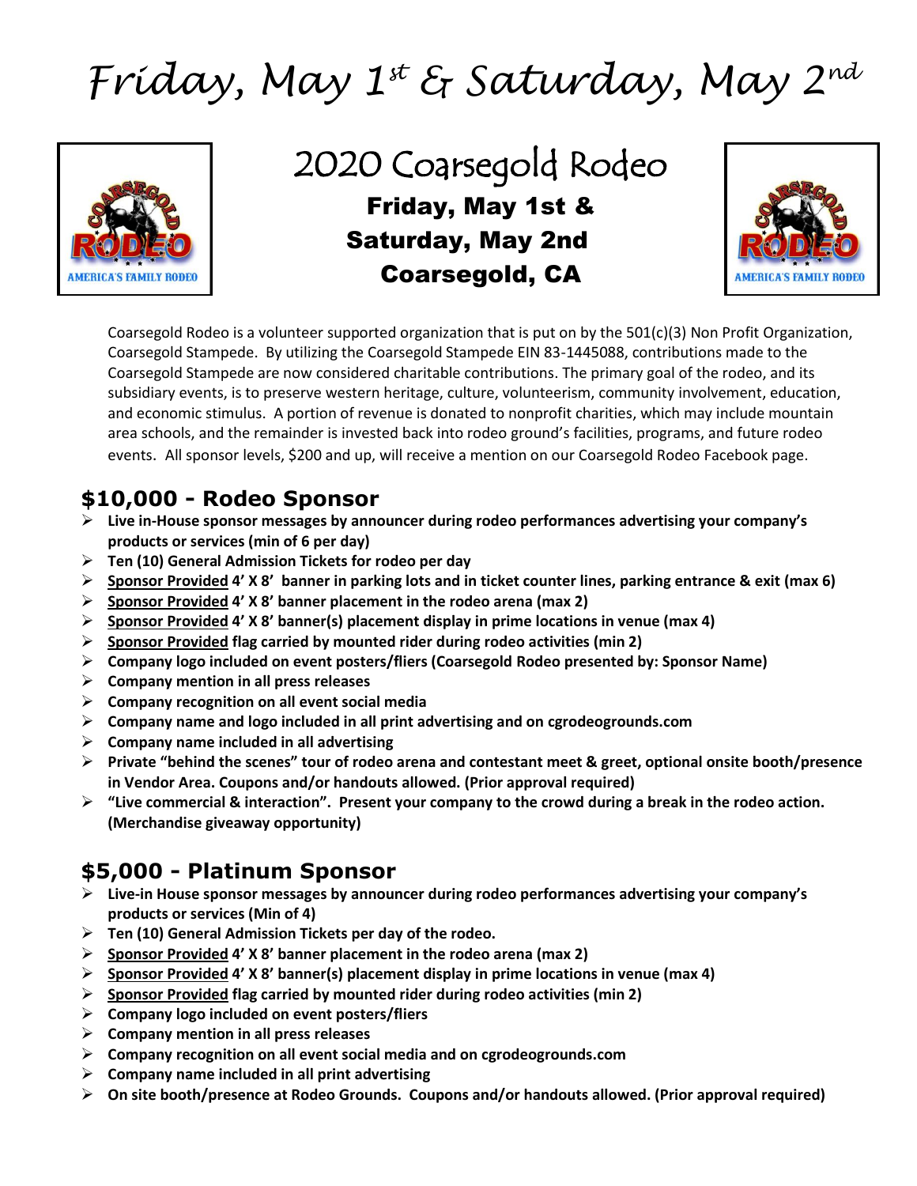# *Friday, May 1st & Saturday, May 2nd*

## 2020 Coarsegold Rodeo

**Friday, May 1st &**
**Saturday, May 2nd**
**Coarsegold, CA**

Coarsegold Rodeo is a volunteer supported organization that is put on by the 501(c)(3) Non Profit Organization, Coarsegold Stampede. By utilizing the Coarsegold Stampede EIN 83-1445088, contributions made to the Coarsegold Stampede are now considered charitable contributions. The primary goal of the rodeo, and its subsidiary events, is to preserve western heritage, culture, volunteerism, community involvement, education, and economic stimulus. A portion of revenue is donated to nonprofit charities, which may include mountain area schools, and the remainder is invested back into rodeo ground's facilities, programs, and future rodeo events. All sponsor levels, $200 and up, will receive a mention on our Coarsegold Rodeo Facebook page.

## $10,000 - Rodeo Sponsor

- **Live in-House sponsor messages by announcer during rodeo performances advertising your company's products or services (min of 6 per day)**
- **Ten (10) General Admission Tickets for rodeo per day**
- **Sponsor Provided 4' X 8' banner in parking lots and in ticket counter lines, parking entrance & exit (max 6)**
- **Sponsor Provided 4' X 8' banner placement in the rodeo arena (max 2)**
- **Sponsor Provided 4' X 8' banner(s) placement display in prime locations in venue (max 4)**
- **Sponsor Provided flag carried by mounted rider during rodeo activities (min 2)**
- **Company logo included on event posters/fliers (Coarsegold Rodeo presented by: Sponsor Name)**
- **Company mention in all press releases**
- **Company recognition on all event social media**
- **Company name and logo included in all print advertising and on cgrodeogrounds.com**
- **Company name included in all advertising**
- **Private "behind the scenes" tour of rodeo arena and contestant meet & greet, optional onsite booth/presence in Vendor Area. Coupons and/or handouts allowed. (Prior approval required)**
- **"Live commercial & interaction". Present your company to the crowd during a break in the rodeo action. (Merchandise giveaway opportunity)**

## $5,000 - Platinum Sponsor

- **Live-in House sponsor messages by announcer during rodeo performances advertising your company's products or services (Min of 4)**
- **Ten (10) General Admission Tickets per day of the rodeo.**
- **Sponsor Provided 4' X 8' banner placement in the rodeo arena (max 2)**
- **Sponsor Provided 4' X 8' banner(s) placement display in prime locations in venue (max 4)**
- **Sponsor Provided flag carried by mounted rider during rodeo activities (min 2)**
- **Company logo included on event posters/fliers**
- **Company mention in all press releases**
- **Company recognition on all event social media and on cgrodeogrounds.com**
- **Company name included in all print advertising**
- **On site booth/presence at Rodeo Grounds. Coupons and/or handouts allowed. (Prior approval required)**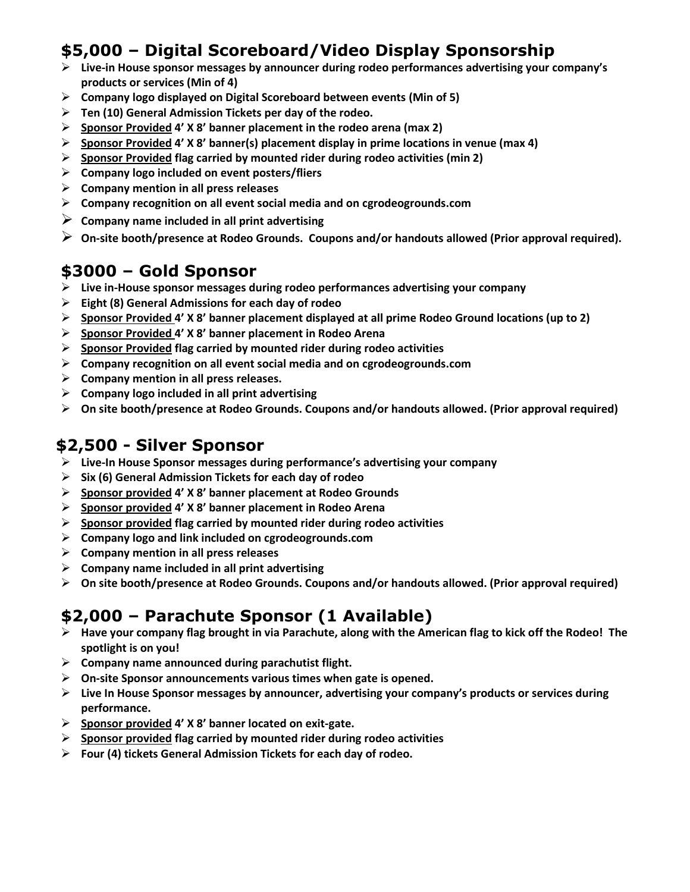## $5,000 – Digital Scoreboard/Video Display Sponsorship

- **Live-in House sponsor messages by announcer during rodeo performances advertising your company's products or services (Min of 4)**
- **Company logo displayed on Digital Scoreboard between events (Min of 5)**
- **Ten (10) General Admission Tickets per day of the rodeo.**
- **Sponsor Provided 4' X 8' banner placement in the rodeo arena (max 2)**
- **Sponsor Provided 4' X 8' banner(s) placement display in prime locations in venue (max 4)**
- **Sponsor Provided flag carried by mounted rider during rodeo activities (min 2)**
- **Company logo included on event posters/fliers**
- **Company mention in all press releases**
- **Company recognition on all event social media and on cgrodeogrounds.com**
- **Company name included in all print advertising**
- **On-site booth/presence at Rodeo Grounds. Coupons and/or handouts allowed (Prior approval required).**

## $3000 – Gold Sponsor

- **Live in-House sponsor messages during rodeo performances advertising your company**
- **Eight (8) General Admissions for each day of rodeo**
- **Sponsor Provided 4' X 8' banner placement displayed at all prime Rodeo Ground locations (up to 2)**
- **Sponsor Provided 4' X 8' banner placement in Rodeo Arena**
- **Sponsor Provided flag carried by mounted rider during rodeo activities**
- **Company recognition on all event social media and on cgrodeogrounds.com**
- **Company mention in all press releases.**
- **Company logo included in all print advertising**
- **On site booth/presence at Rodeo Grounds. Coupons and/or handouts allowed. (Prior approval required)**

## $2,500 - Silver Sponsor

- **Live-In House Sponsor messages during performance's advertising your company**
- **Six (6) General Admission Tickets for each day of rodeo**
- **Sponsor provided 4' X 8' banner placement at Rodeo Grounds**
- **Sponsor provided 4' X 8' banner placement in Rodeo Arena**
- **Sponsor provided flag carried by mounted rider during rodeo activities**
- **Company logo and link included on cgrodeogrounds.com**
- **Company mention in all press releases**
- **Company name included in all print advertising**
- **On site booth/presence at Rodeo Grounds. Coupons and/or handouts allowed. (Prior approval required)**

## $2,000 – Parachute Sponsor (1 Available)

- **Have your company flag brought in via Parachute, along with the American flag to kick off the Rodeo! The spotlight is on you!**
- **Company name announced during parachutist flight.**
- **On-site Sponsor announcements various times when gate is opened.**
- **Live In House Sponsor messages by announcer, advertising your company's products or services during performance.**
- **Sponsor provided 4' X 8' banner located on exit-gate.**
- **Sponsor provided flag carried by mounted rider during rodeo activities**
- **Four (4) tickets General Admission Tickets for each day of rodeo.**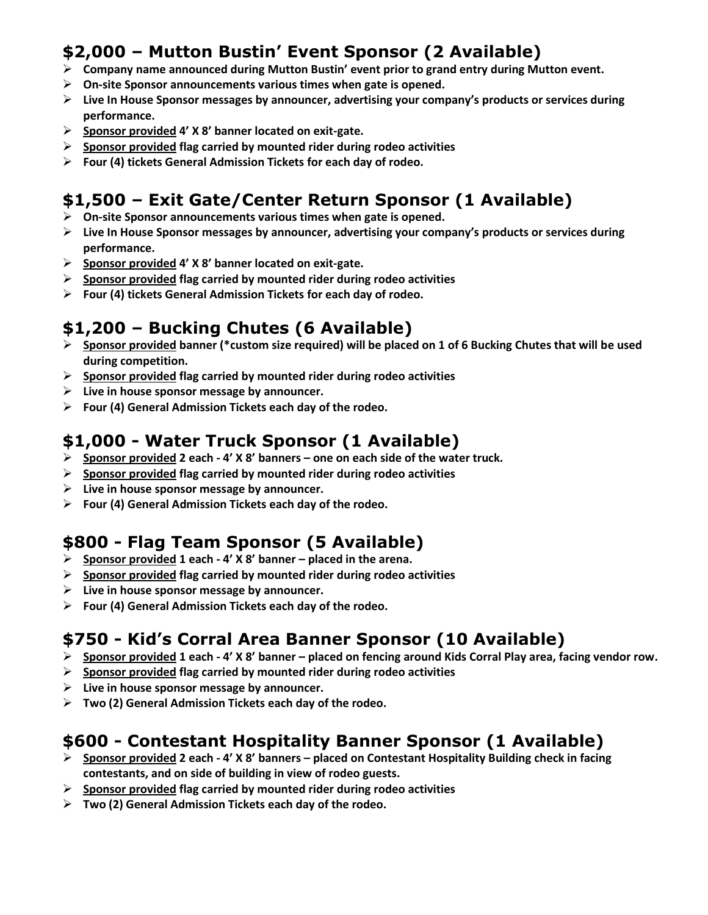## $2,000 – Mutton Bustin' Event Sponsor (2 Available)

- **Company name announced during Mutton Bustin' event prior to grand entry during Mutton event.**
- **On-site Sponsor announcements various times when gate is opened.**
- **Live In House Sponsor messages by announcer, advertising your company's products or services during performance.**
- **Sponsor provided 4' X 8' banner located on exit-gate.**
- **Sponsor provided flag carried by mounted rider during rodeo activities**
- **Four (4) tickets General Admission Tickets for each day of rodeo.**

## $1,500 – Exit Gate/Center Return Sponsor (1 Available)

- **On-site Sponsor announcements various times when gate is opened.**
- **Live In House Sponsor messages by announcer, advertising your company's products or services during performance.**
- **Sponsor provided 4' X 8' banner located on exit-gate.**
- **Sponsor provided flag carried by mounted rider during rodeo activities**
- **Four (4) tickets General Admission Tickets for each day of rodeo.**

## $1,200 – Bucking Chutes (6 Available)

- **Sponsor provided banner (*custom size required) will be placed on 1 of 6 Bucking Chutes that will be used during competition.**
- **Sponsor provided flag carried by mounted rider during rodeo activities**
- **Live in house sponsor message by announcer.**
- **Four (4) General Admission Tickets each day of the rodeo.**

## $1,000 - Water Truck Sponsor (1 Available)

- **Sponsor provided 2 each - 4' X 8' banners – one on each side of the water truck.**
- **Sponsor provided flag carried by mounted rider during rodeo activities**
- **Live in house sponsor message by announcer.**
- **Four (4) General Admission Tickets each day of the rodeo.**

## $800 - Flag Team Sponsor (5 Available)

- **Sponsor provided 1 each - 4' X 8' banner – placed in the arena.**
- **Sponsor provided flag carried by mounted rider during rodeo activities**
- **Live in house sponsor message by announcer.**
- **Four (4) General Admission Tickets each day of the rodeo.**

## $750 - Kid's Corral Area Banner Sponsor (10 Available)

- **Sponsor provided 1 each - 4' X 8' banner – placed on fencing around Kids Corral Play area, facing vendor row.**
- **Sponsor provided flag carried by mounted rider during rodeo activities**
- **Live in house sponsor message by announcer.**
- **Two (2) General Admission Tickets each day of the rodeo.**

## $600 - Contestant Hospitality Banner Sponsor (1 Available)

- **Sponsor provided 2 each - 4' X 8' banners – placed on Contestant Hospitality Building check in facing contestants, and on side of building in view of rodeo guests.**
- **Sponsor provided flag carried by mounted rider during rodeo activities**
- **Two (2) General Admission Tickets each day of the rodeo.**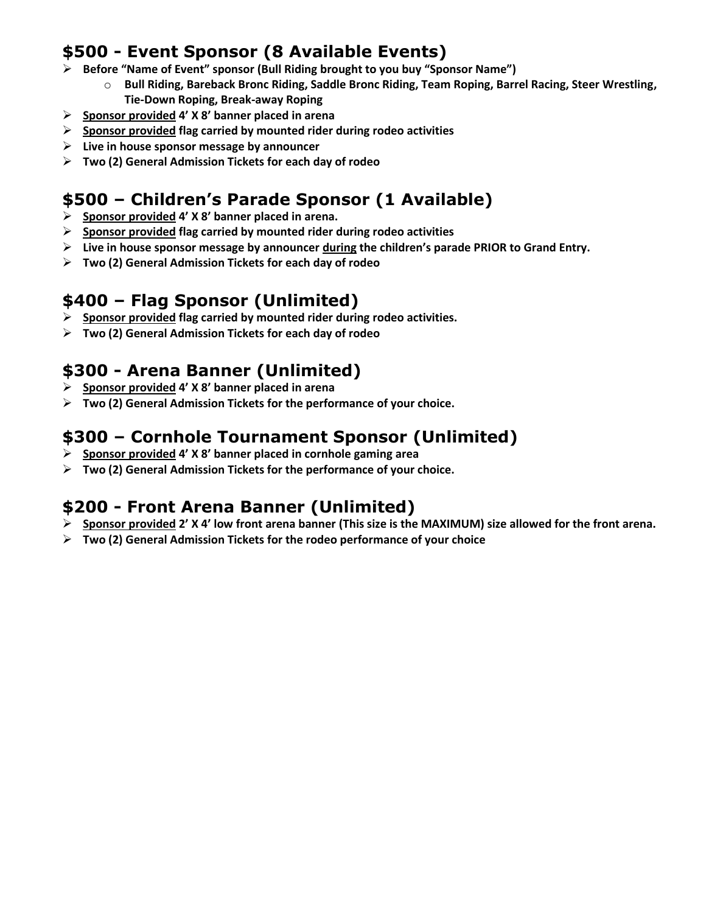## $500 - Event Sponsor (8 Available Events)

- **Before "Name of Event" sponsor (Bull Riding brought to you buy "Sponsor Name")**
  - **Bull Riding, Bareback Bronc Riding, Saddle Bronc Riding, Team Roping, Barrel Racing, Steer Wrestling, Tie-Down Roping, Break-away Roping**
- **<u>Sponsor provided</u> 4' X 8' banner placed in arena**
- **<u>Sponsor provided</u> flag carried by mounted rider during rodeo activities**
- **Live in house sponsor message by announcer**
- **Two (2) General Admission Tickets for each day of rodeo**

## $500 – Children's Parade Sponsor (1 Available)

- **<u>Sponsor provided</u> 4' X 8' banner placed in arena.**
- **<u>Sponsor provided</u> flag carried by mounted rider during rodeo activities**
- **Live in house sponsor message by announcer <u>during</u> the children's parade PRIOR to Grand Entry.**
- **Two (2) General Admission Tickets for each day of rodeo**

## $400 – Flag Sponsor (Unlimited)

- **<u>Sponsor provided</u> flag carried by mounted rider during rodeo activities.**
- **Two (2) General Admission Tickets for each day of rodeo**

## $300 - Arena Banner (Unlimited)

- **<u>Sponsor provided</u> 4' X 8' banner placed in arena**
- **Two (2) General Admission Tickets for the performance of your choice.**

## $300 – Cornhole Tournament Sponsor (Unlimited)

- **<u>Sponsor provided</u> 4' X 8' banner placed in cornhole gaming area**
- **Two (2) General Admission Tickets for the performance of your choice.**

## $200 - Front Arena Banner (Unlimited)

- **<u>Sponsor provided</u> 2' X 4' low front arena banner (This size is the MAXIMUM) size allowed for the front arena.**
- **Two (2) General Admission Tickets for the rodeo performance of your choice**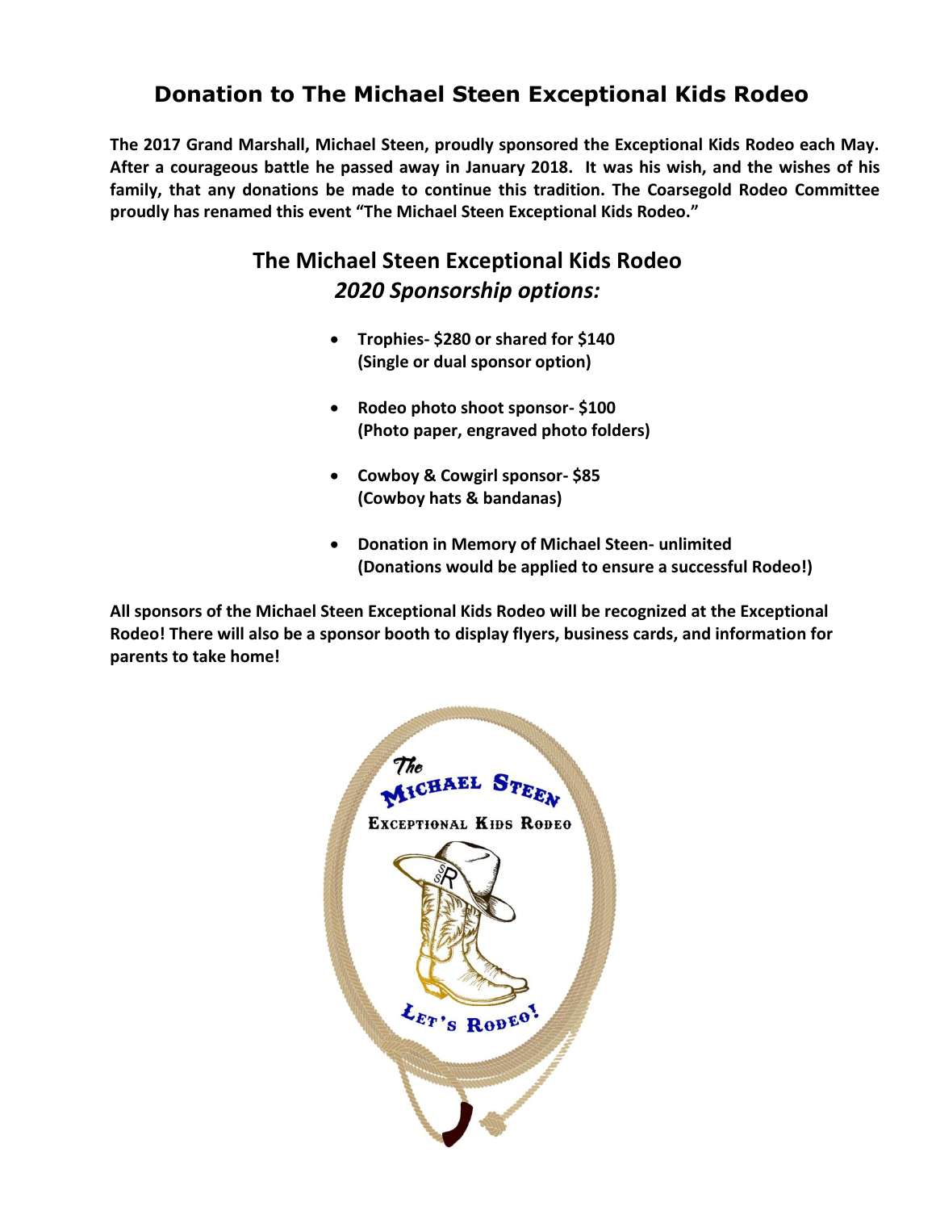# Donation to The Michael Steen Exceptional Kids Rodeo

**The 2017 Grand Marshall, Michael Steen, proudly sponsored the Exceptional Kids Rodeo each May. After a courageous battle he passed away in January 2018. It was his wish, and the wishes of his family, that any donations be made to continue this tradition. The Coarsegold Rodeo Committee proudly has renamed this event "The Michael Steen Exceptional Kids Rodeo."**

## The Michael Steen Exceptional Kids Rodeo
## *2020 Sponsorship options:*

- **Trophies- $280 or shared for $140**
  **(Single or dual sponsor option)**
- **Rodeo photo shoot sponsor- $100**
  **(Photo paper, engraved photo folders)**
- **Cowboy & Cowgirl sponsor- $85**
  **(Cowboy hats & bandanas)**
- **Donation in Memory of Michael Steen- unlimited**
  **(Donations would be applied to ensure a successful Rodeo!)**

**All sponsors of the Michael Steen Exceptional Kids Rodeo will be recognized at the Exceptional Rodeo! There will also be a sponsor booth to display flyers, business cards, and information for parents to take home!**

The Michael Steen Exceptional Kids Rodeo

Let's Rodeo!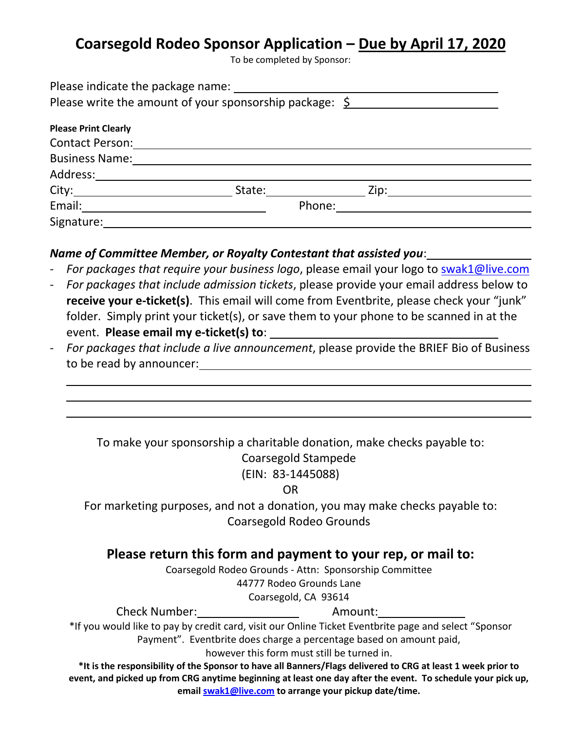# Coarsegold Rodeo Sponsor Application – Due by April 17, 2020

To be completed by Sponsor:

Please indicate the package name: ______________________________

Please write the amount of your sponsorship package: $ ______________________________

**Please Print Clearly**

Contact Person: ______________________________

Business Name: ______________________________

Address: ______________________________

City: ______________ State: ______________ Zip: ______________

Email: ______________ Phone: ______________

Signature: ______________________________

***Name of Committee Member, or Royalty Contestant that assisted you***: ______________

- *For packages that require your business logo*, please email your logo to swak1@live.com
- *For packages that include admission tickets*, please provide your email address below to **receive your e-ticket(s)**. This email will come from Eventbrite, please check your "junk" folder. Simply print your ticket(s), or save them to your phone to be scanned in at the event. **Please email my e-ticket(s) to**: ______________________________
- *For packages that include a live announcement*, please provide the BRIEF Bio of Business to be read by announcer: ______________________________

______________________________

______________________________

______________________________

To make your sponsorship a charitable donation, make checks payable to:
Coarsegold Stampede
(EIN: 83-1445088)
OR
For marketing purposes, and not a donation, you may make checks payable to:
Coarsegold Rodeo Grounds

## Please return this form and payment to your rep, or mail to:

Coarsegold Rodeo Grounds - Attn: Sponsorship Committee
44777 Rodeo Grounds Lane
Coarsegold, CA 93614

Check Number: ______________ Amount: ______________

*If you would like to pay by credit card, visit our Online Ticket Eventbrite page and select "Sponsor Payment". Eventbrite does charge a percentage based on amount paid, however this form must still be turned in.

***It is the responsibility of the Sponsor to have all Banners/Flags delivered to CRG at least 1 week prior to event, and picked up from CRG anytime beginning at least one day after the event. To schedule your pick up, email swak1@live.com to arrange your pickup date/time.**